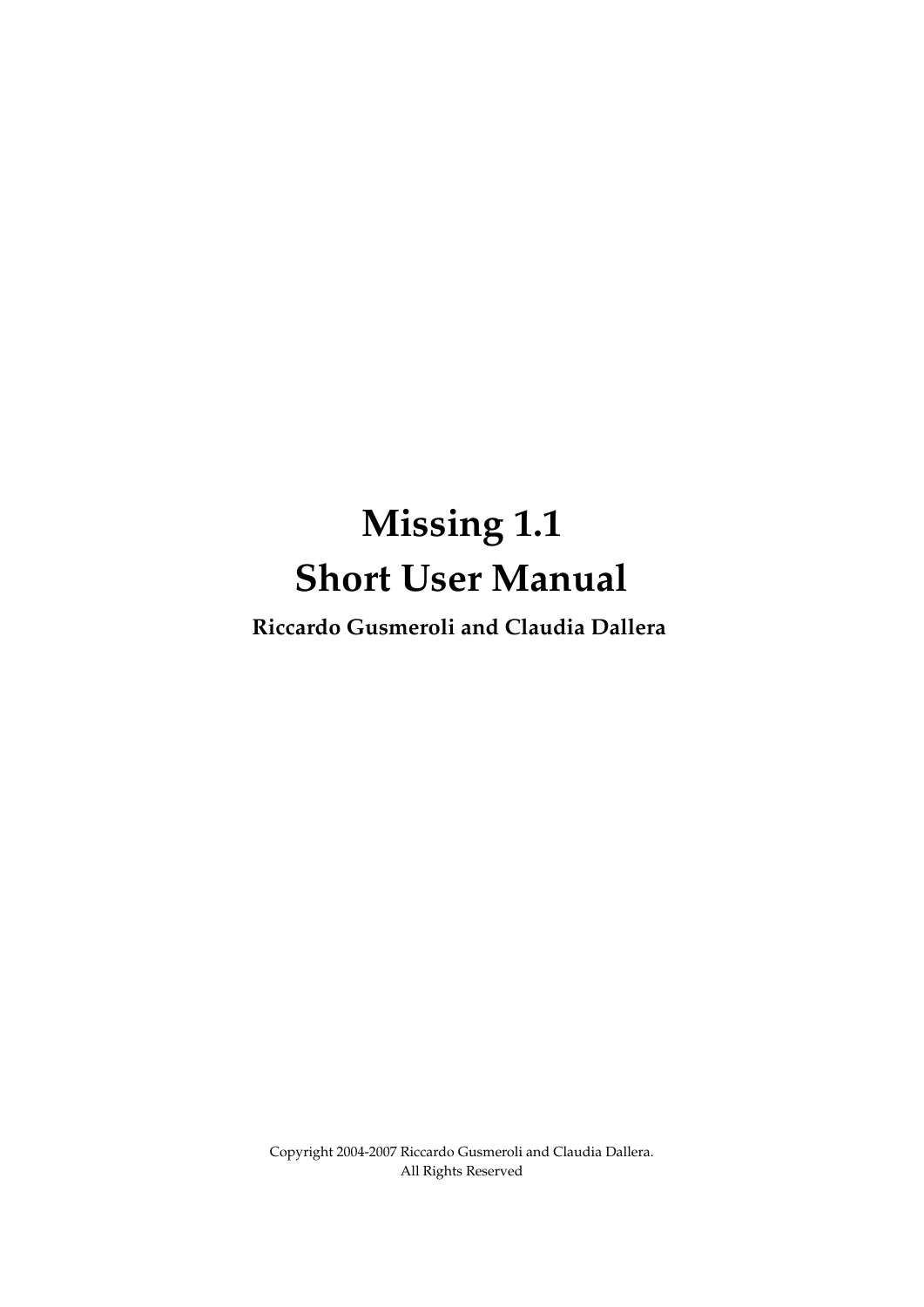# Missing 1.1
# Short User Manual

**Riccardo Gusmeroli and Claudia Dallera**

Copyright 2004-2007 Riccardo Gusmeroli and Claudia Dallera.
All Rights Reserved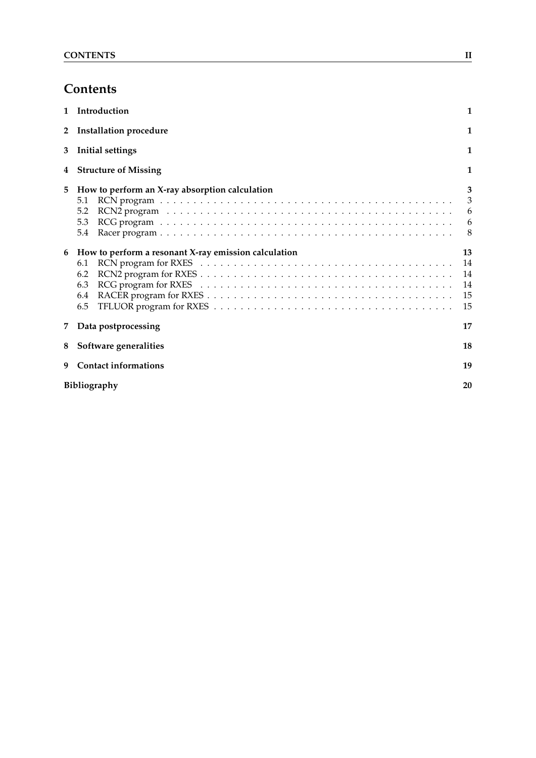# Contents

| | | |
|---|---|---|
| **1** | **Introduction** | **1** |
| **2** | **Installation procedure** | **1** |
| **3** | **Initial settings** | **1** |
| **4** | **Structure of Missing** | **1** |
| **5** | **How to perform an X-ray absorption calculation** | **3** |
| 5.1 | RCN program | 3 |
| 5.2 | RCN2 program | 6 |
| 5.3 | RCG program | 6 |
| 5.4 | Racer program | 8 |
| **6** | **How to perform a resonant X-ray emission calculation** | **13** |
| 6.1 | RCN program for RXES | 14 |
| 6.2 | RCN2 program for RXES | 14 |
| 6.3 | RCG program for RXES | 14 |
| 6.4 | RACER program for RXES | 15 |
| 6.5 | TFLUOR program for RXES | 15 |
| **7** | **Data postprocessing** | **17** |
| **8** | **Software generalities** | **18** |
| **9** | **Contact informations** | **19** |
| | **Bibliography** | **20** |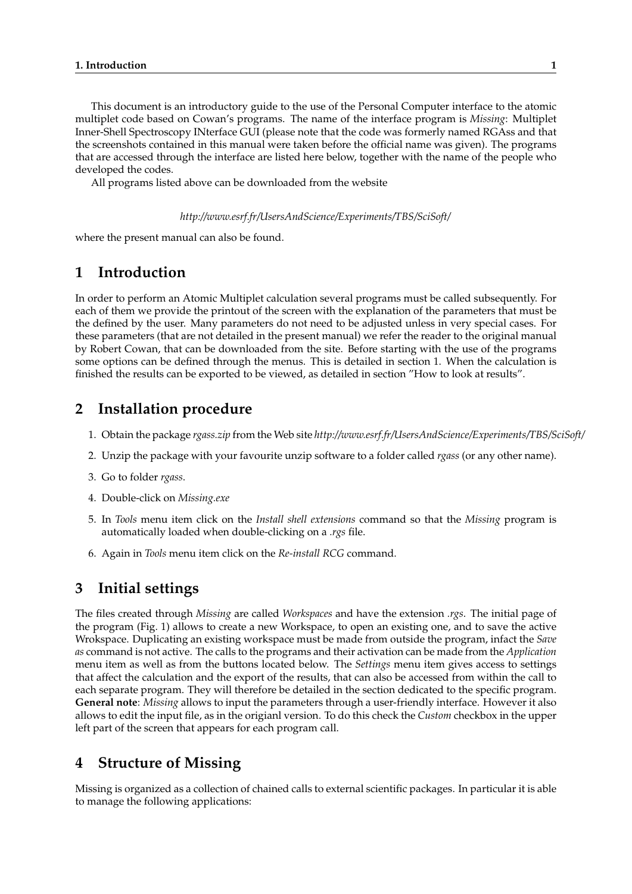This document is an introductory guide to the use of the Personal Computer interface to the atomic multiplet code based on Cowan's programs. The name of the interface program is *Missing*: Multiplet Inner-Shell Spectroscopy INterface GUI (please note that the code was formerly named RGAss and that the screenshots contained in this manual were taken before the official name was given). The programs that are accessed through the interface are listed here below, together with the name of the people who developed the codes.

All programs listed above can be downloaded from the website

*http://www.esrf.fr/UsersAndScience/Experiments/TBS/SciSoft/*

where the present manual can also be found.

# 1 Introduction

In order to perform an Atomic Multiplet calculation several programs must be called subsequently. For each of them we provide the printout of the screen with the explanation of the parameters that must be the defined by the user. Many parameters do not need to be adjusted unless in very special cases. For these parameters (that are not detailed in the present manual) we refer the reader to the original manual by Robert Cowan, that can be downloaded from the site. Before starting with the use of the programs some options can be defined through the menus. This is detailed in section 1. When the calculation is finished the results can be exported to be viewed, as detailed in section "How to look at results".

# 2 Installation procedure

1. Obtain the package *rgass.zip* from the Web site *http://www.esrf.fr/UsersAndScience/Experiments/TBS/SciSoft/*
2. Unzip the package with your favourite unzip software to a folder called *rgass* (or any other name).
3. Go to folder *rgass*.
4. Double-click on *Missing.exe*
5. In *Tools* menu item click on the *Install shell extensions* command so that the *Missing* program is automatically loaded when double-clicking on a *.rgs* file.
6. Again in *Tools* menu item click on the *Re-install RCG* command.

# 3 Initial settings

The files created through *Missing* are called *Workspaces* and have the extension *.rgs*. The initial page of the program (Fig. 1) allows to create a new Workspace, to open an existing one, and to save the active Wrokspace. Duplicating an existing workspace must be made from outside the program, infact the *Save as* command is not active. The calls to the programs and their activation can be made from the *Application* menu item as well as from the buttons located below. The *Settings* menu item gives access to settings that affect the calculation and the export of the results, that can also be accessed from within the call to each separate program. They will therefore be detailed in the section dedicated to the specific program. **General note**: *Missing* allows to input the parameters through a user-friendly interface. However it also allows to edit the input file, as in the origianl version. To do this check the *Custom* checkbox in the upper left part of the screen that appears for each program call.

# 4 Structure of Missing

Missing is organized as a collection of chained calls to external scientific packages. In particular it is able to manage the following applications: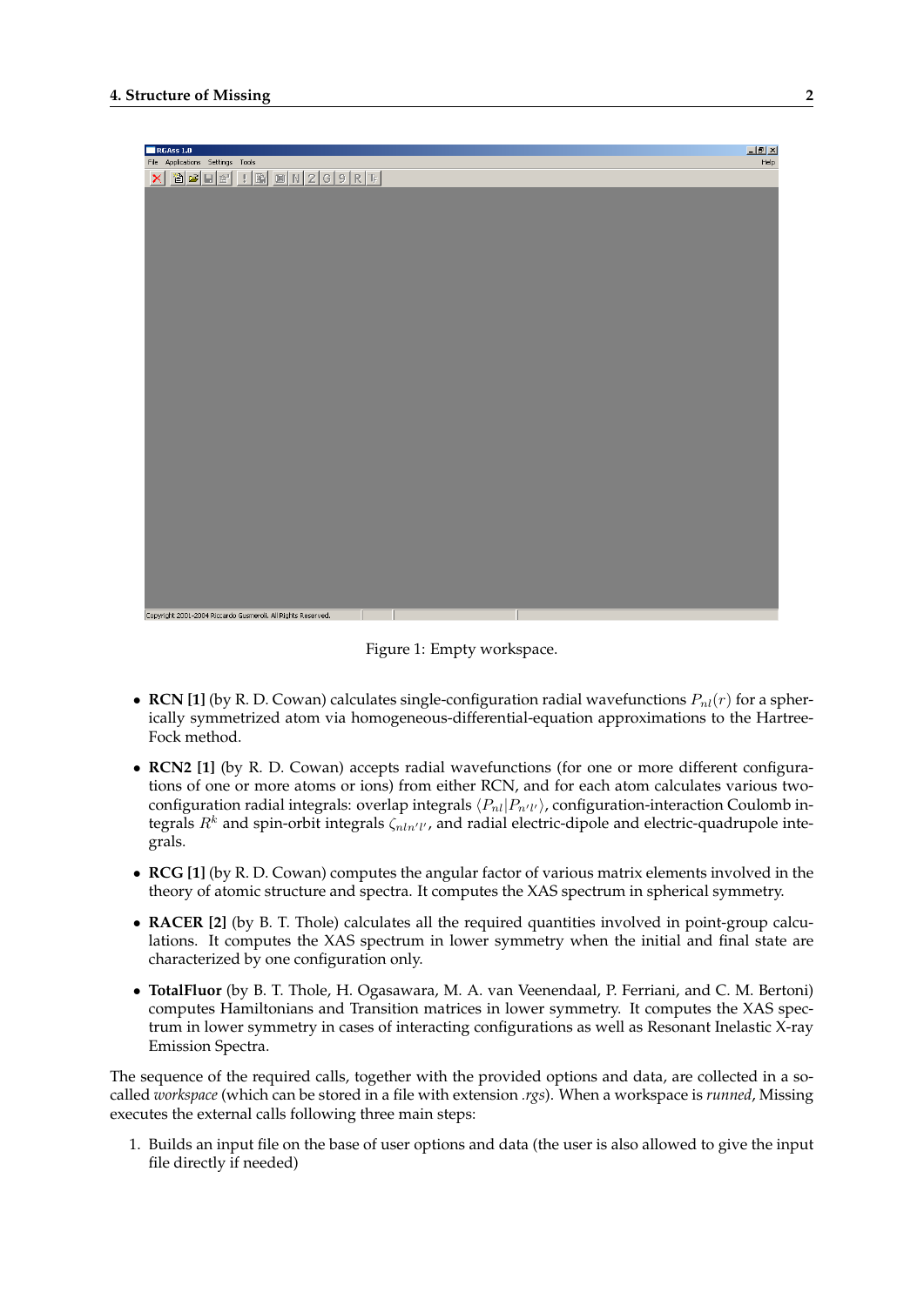Figure 1: Empty workspace.

- **RCN [1]** (by R. D. Cowan) calculates single-configuration radial wavefunctions $P_{nl}(r)$ for a spherically symmetrized atom via homogeneous-differential-equation approximations to the Hartree-Fock method.
- **RCN2 [1]** (by R. D. Cowan) accepts radial wavefunctions (for one or more different configurations of one or more atoms or ions) from either RCN, and for each atom calculates various two-configuration radial integrals: overlap integrals $\langle P_{nl}|P_{n'l'}\rangle$, configuration-interaction Coulomb integrals $R^k$ and spin-orbit integrals $\zeta_{nln'l'}$, and radial electric-dipole and electric-quadrupole integrals.
- **RCG [1]** (by R. D. Cowan) computes the angular factor of various matrix elements involved in the theory of atomic structure and spectra. It computes the XAS spectrum in spherical symmetry.
- **RACER [2]** (by B. T. Thole) calculates all the required quantities involved in point-group calculations. It computes the XAS spectrum in lower symmetry when the initial and final state are characterized by one configuration only.
- **TotalFluor** (by B. T. Thole, H. Ogasawara, M. A. van Veenendaal, P. Ferriani, and C. M. Bertoni) computes Hamiltonians and Transition matrices in lower symmetry. It computes the XAS spectrum in lower symmetry in cases of interacting configurations as well as Resonant Inelastic X-ray Emission Spectra.

The sequence of the required calls, together with the provided options and data, are collected in a so-called *workspace* (which can be stored in a file with extension *.rgs*). When a workspace is *runned*, Missing executes the external calls following three main steps:

1. Builds an input file on the base of user options and data (the user is also allowed to give the input file directly if needed)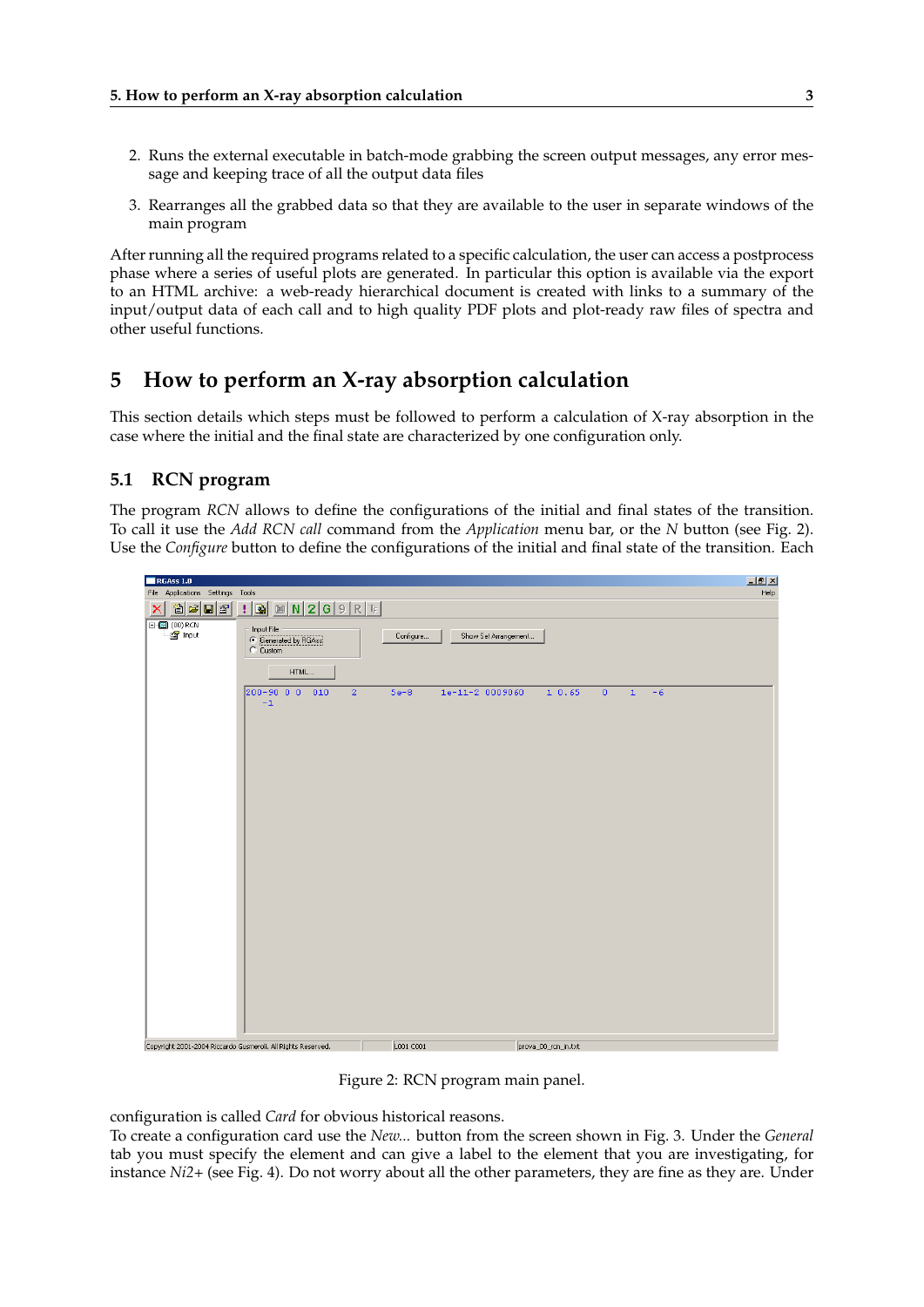2. Runs the external executable in batch-mode grabbing the screen output messages, any error message and keeping trace of all the output data files
3. Rearranges all the grabbed data so that they are available to the user in separate windows of the main program

After running all the required programs related to a specific calculation, the user can access a postprocess phase where a series of useful plots are generated. In particular this option is available via the export to an HTML archive: a web-ready hierarchical document is created with links to a summary of the input/output data of each call and to high quality PDF plots and plot-ready raw files of spectra and other useful functions.

# 5 How to perform an X-ray absorption calculation

This section details which steps must be followed to perform a calculation of X-ray absorption in the case where the initial and the final state are characterized by one configuration only.

## 5.1 RCN program

The program *RCN* allows to define the configurations of the initial and final states of the transition. To call it use the *Add RCN call* command from the *Application* menu bar, or the *N* button (see Fig. 2). Use the *Configure* button to define the configurations of the initial and final state of the transition. Each configuration is called *Card* for obvious historical reasons.

Figure 2: RCN program main panel.

To create a configuration card use the *New...* button from the screen shown in Fig. 3. Under the *General* tab you must specify the element and can give a label to the element that you are investigating, for instance *Ni2+* (see Fig. 4). Do not worry about all the other parameters, they are fine as they are. Under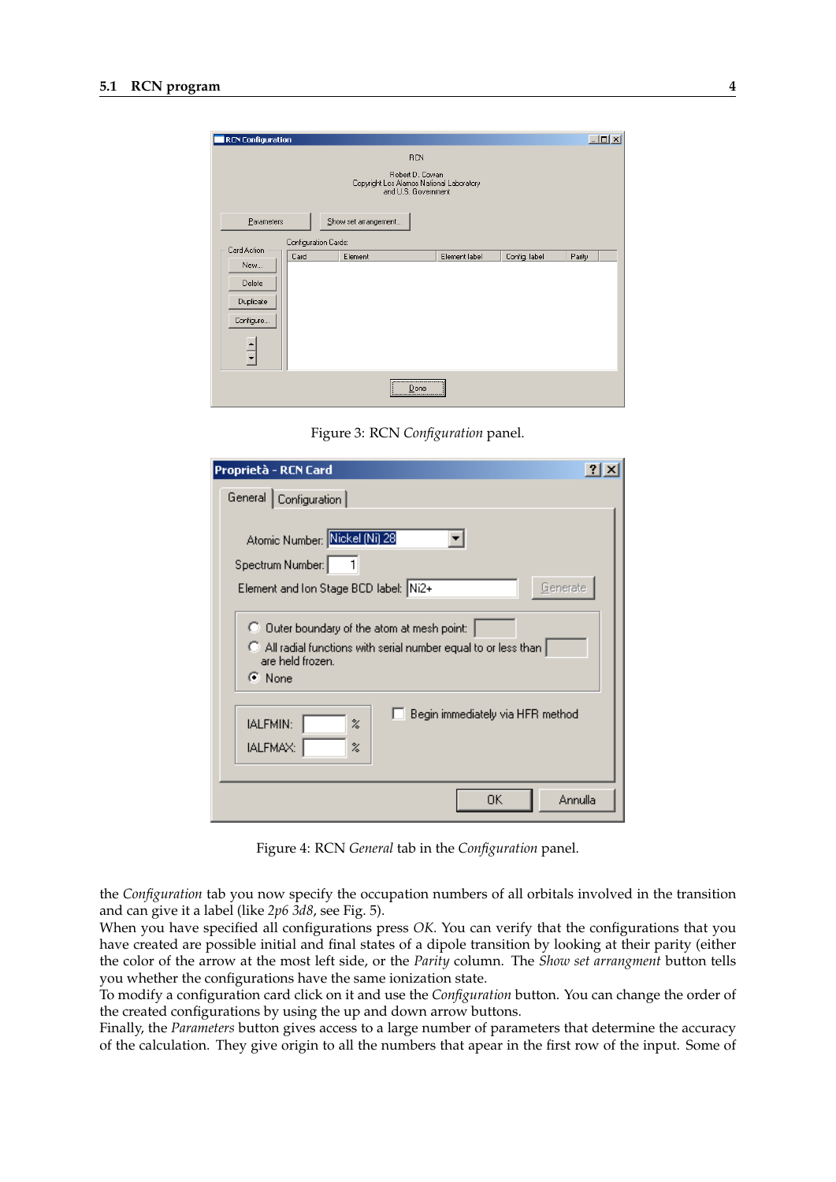Figure 3: RCN *Configuration* panel.

Figure 4: RCN *General* tab in the *Configuration* panel.

the *Configuration* tab you now specify the occupation numbers of all orbitals involved in the transition and can give it a label (like *2p6 3d8*, see Fig. 5).
When you have specified all configurations press *OK*. You can verify that the configurations that you have created are possible initial and final states of a dipole transition by looking at their parity (either the color of the arrow at the most left side, or the *Parity* column. The *Show set arrangment* button tells you whether the configurations have the same ionization state.
To modify a configuration card click on it and use the *Configuration* button. You can change the order of the created configurations by using the up and down arrow buttons.
Finally, the *Parameters* button gives access to a large number of parameters that determine the accuracy of the calculation. They give origin to all the numbers that apear in the first row of the input. Some of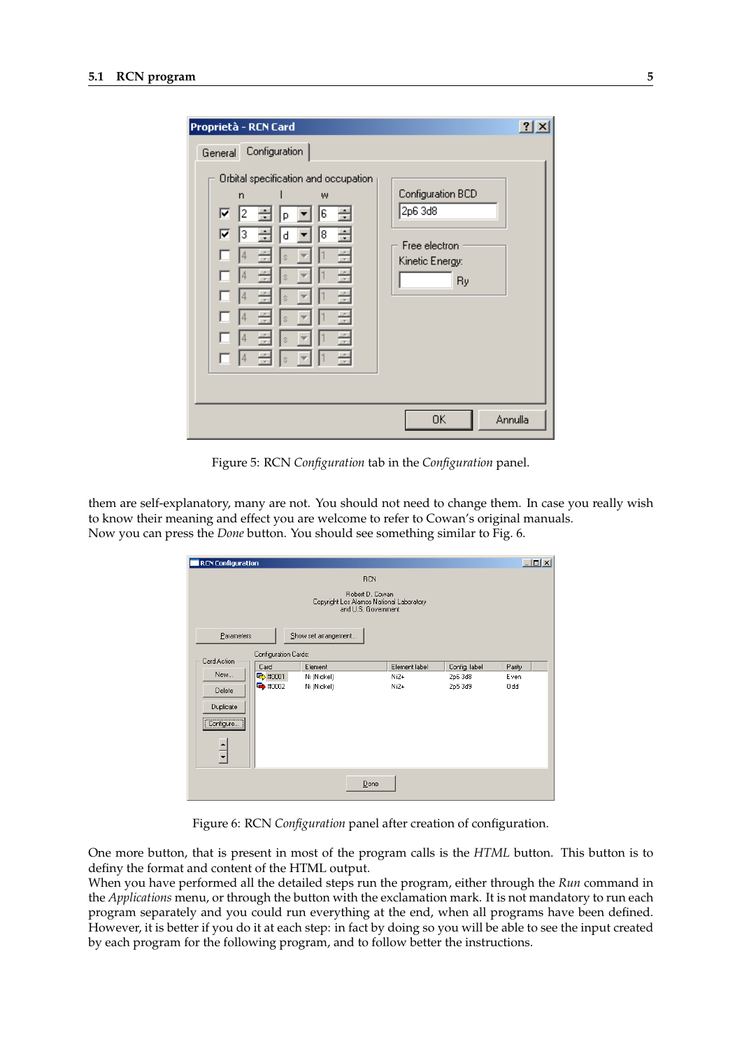Figure 5: RCN *Configuration* tab in the *Configuration* panel.

them are self-explanatory, many are not. You should not need to change them. In case you really wish to know their meaning and effect you are welcome to refer to Cowan's original manuals.
Now you can press the *Done* button. You should see something similar to Fig. 6.

Figure 6: RCN *Configuration* panel after creation of configuration.

One more button, that is present in most of the program calls is the *HTML* button. This button is to definy the format and content of the HTML output.
When you have performed all the detailed steps run the program, either through the *Run* command in the *Applications* menu, or through the button with the exclamation mark. It is not mandatory to run each program separately and you could run everything at the end, when all programs have been defined. However, it is better if you do it at each step: in fact by doing so you will be able to see the input created by each program for the following program, and to follow better the instructions.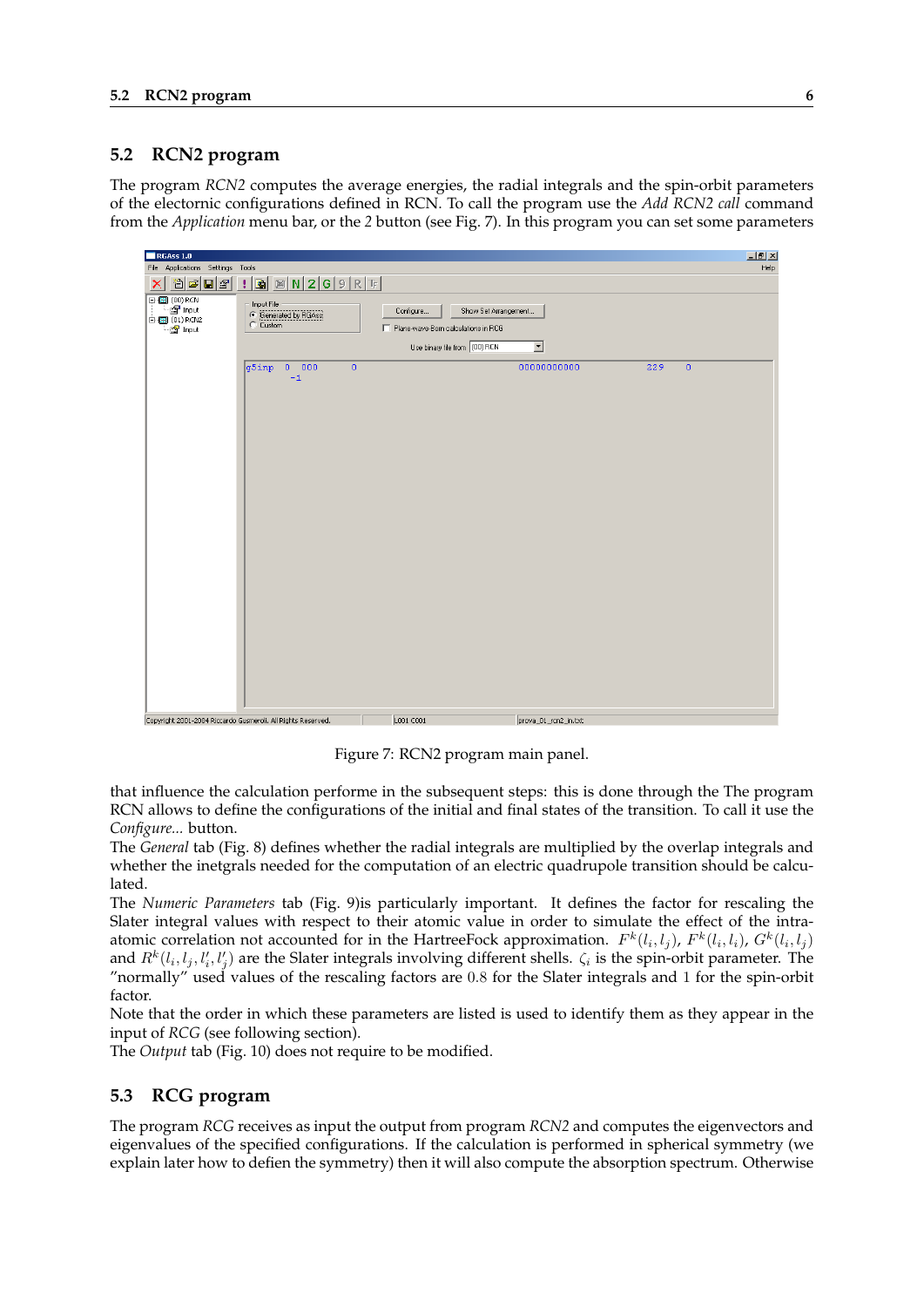## 5.2 RCN2 program

The program *RCN2* computes the average energies, the radial integrals and the spin-orbit parameters of the electronic configurations defined in RCN. To call the program use the *Add RCN2 call* command from the *Application* menu bar, or the *2* button (see Fig. 7). In this program you can set some parameters

Figure 7: RCN2 program main panel.

that influence the calculation performe in the subsequent steps: this is done through the The program RCN allows to define the configurations of the initial and final states of the transition. To call it use the *Configure...* button.

The *General* tab (Fig. 8) defines whether the radial integrals are multiplied by the overlap integrals and whether the inetgrals needed for the computation of an electric quadrupole transition should be calculated.

The *Numeric Parameters* tab (Fig. 9)is particularly important. It defines the factor for rescaling the Slater integral values with respect to their atomic value in order to simulate the effect of the intra-atomic correlation not accounted for in the HartreeFock approximation. $F^k(l_i, l_j)$, $F^k(l_i, l_i)$, $G^k(l_i, l_j)$ and $R^k(l_i, l_j, l_i', l_j')$ are the Slater integrals involving different shells. $\zeta_i$ is the spin-orbit parameter. The "normally" used values of the rescaling factors are $0.8$ for the Slater integrals and $1$ for the spin-orbit factor.

Note that the order in which these parameters are listed is used to identify them as they appear in the input of *RCG* (see following section).

The *Output* tab (Fig. 10) does not require to be modified.

## 5.3 RCG program

The program *RCG* receives as input the output from program *RCN2* and computes the eigenvectors and eigenvalues of the specified configurations. If the calculation is performed in spherical symmetry (we explain later how to defien the symmetry) then it will also compute the absorption spectrum. Otherwise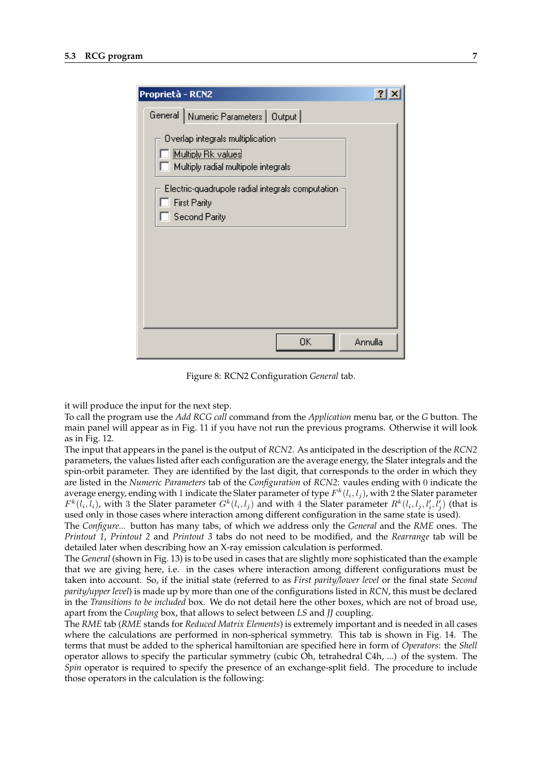Figure 8: RCN2 Configuration *General* tab.

it will produce the input for the next step.
To call the program use the *Add RCG call* command from the *Application* menu bar, or the *G* button. The main panel will appear as in Fig. 11 if you have not run the previous programs. Otherwise it will look as in Fig. 12.
The input that appears in the panel is the output of *RCN2*. As anticipated in the description of the *RCN2* parameters, the values listed after each configuration are the average energy, the Slater integrals and the spin-orbit parameter. They are identified by the last digit, that corresponds to the order in which they are listed in the *Numeric Parameters* tab of the *Configuration* of *RCN2*: vaules ending with 0 indicate the average energy, ending with 1 indicate the Slater parameter of type $F^k(l_i, l_j)$, with 2 the Slater parameter $F^k(l_i, l_i)$, with 3 the Slater parameter $G^k(l_i, l_j)$ and with 4 the Slater parameter $R^k(l_i, l_j, l'_i, l'_j)$ (that is used only in those cases where interaction among different configuration in the same state is used).
The *Configure...* button has many tabs, of which we address only the *General* and the *RME* ones. The *Printout 1*, *Printout 2* and *Printout 3* tabs do not need to be modified, and the *Rearrange* tab will be detailed later when describing how an X-ray emission calculation is performed.
The *General* (shown in Fig. 13) is to be used in cases that are slightly more sophisticated than the example that we are giving here, i.e. in the cases where interaction among different configurations must be taken into account. So, if the initial state (referred to as *First parity/lower level* or the final state *Second parity/upper level*) is made up by more than one of the configurations listed in *RCN*, this must be declared in the *Transitions to be included* box. We do not detail here the other boxes, which are not of broad use, apart from the *Coupling* box, that allows to select between *LS* and *JJ* coupling.
The *RME* tab (*RME* stands for *Reduced Matrix Elements*) is extremely important and is needed in all cases where the calculations are performed in non-spherical symmetry. This tab is shown in Fig. 14. The terms that must be added to the spherical hamiltonian are specified here in form of *Operators*: the *Shell* operator allows to specify the particular symmetry (cubic Oh, tetrahedral C4h, ...) of the system. The *Spin* operator is required to specify the presence of an exchange-split field. The procedure to include those operators in the calculation is the following: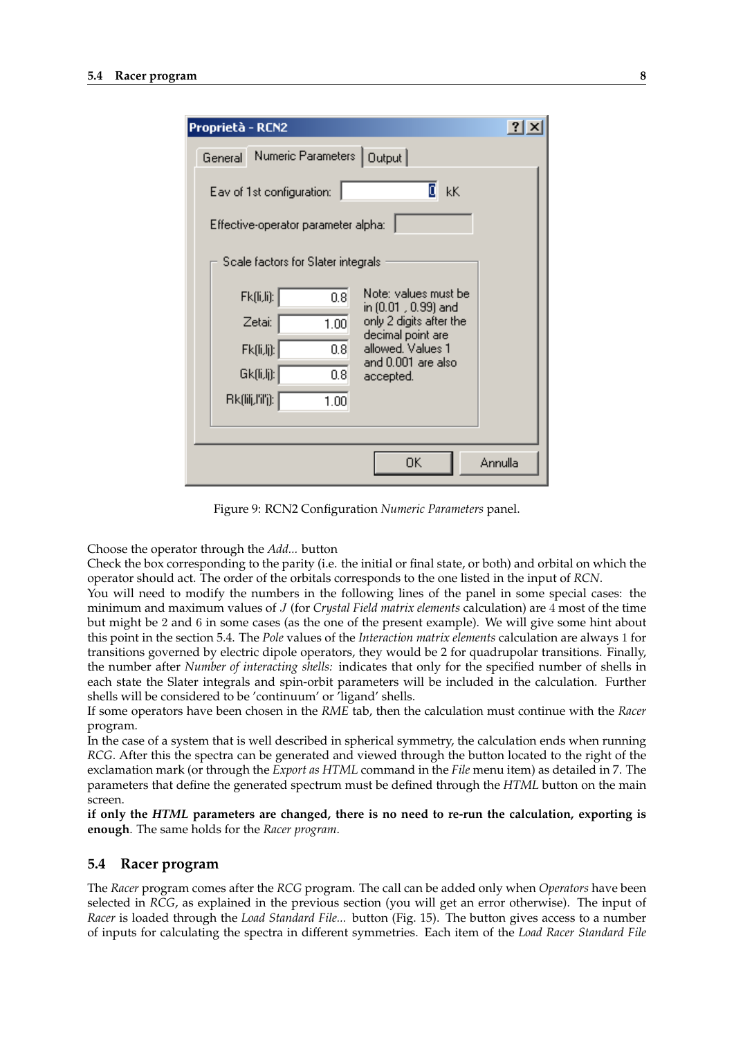Figure 9: RCN2 Configuration *Numeric Parameters* panel.

Choose the operator through the *Add...* button
Check the box corresponding to the parity (i.e. the initial or final state, or both) and orbital on which the operator should act. The order of the orbitals corresponds to the one listed in the input of *RCN*.
You will need to modify the numbers in the following lines of the panel in some special cases: the minimum and maximum values of $J$ (for *Crystal Field matrix elements* calculation) are 4 most of the time but might be 2 and 6 in some cases (as the one of the present example). We will give some hint about this point in the section 5.4. The *Pole* values of the *Interaction matrix elements* calculation are always 1 for transitions governed by electric dipole operators, they would be 2 for quadrupolar transitions. Finally, the number after *Number of interacting shells:* indicates that only for the specified number of shells in each state the Slater integrals and spin-orbit parameters will be included in the calculation. Further shells will be considered to be 'continuum' or 'ligand' shells.
If some operators have been chosen in the *RME* tab, then the calculation must continue with the *Racer* program.
In the case of a system that is well described in spherical symmetry, the calculation ends when running *RCG*. After this the spectra can be generated and viewed through the button located to the right of the exclamation mark (or through the *Export as HTML* command in the *File* menu item) as detailed in 7. The parameters that define the generated spectrum must be defined through the *HTML* button on the main screen.
**if only the *HTML* parameters are changed, there is no need to re-run the calculation, exporting is enough**. The same holds for the *Racer program*.

## 5.4 Racer program

The *Racer* program comes after the *RCG* program. The call can be added only when *Operators* have been selected in *RCG*, as explained in the previous section (you will get an error otherwise). The input of *Racer* is loaded through the *Load Standard File...* button (Fig. 15). The button gives access to a number of inputs for calculating the spectra in different symmetries. Each item of the *Load Racer Standard File*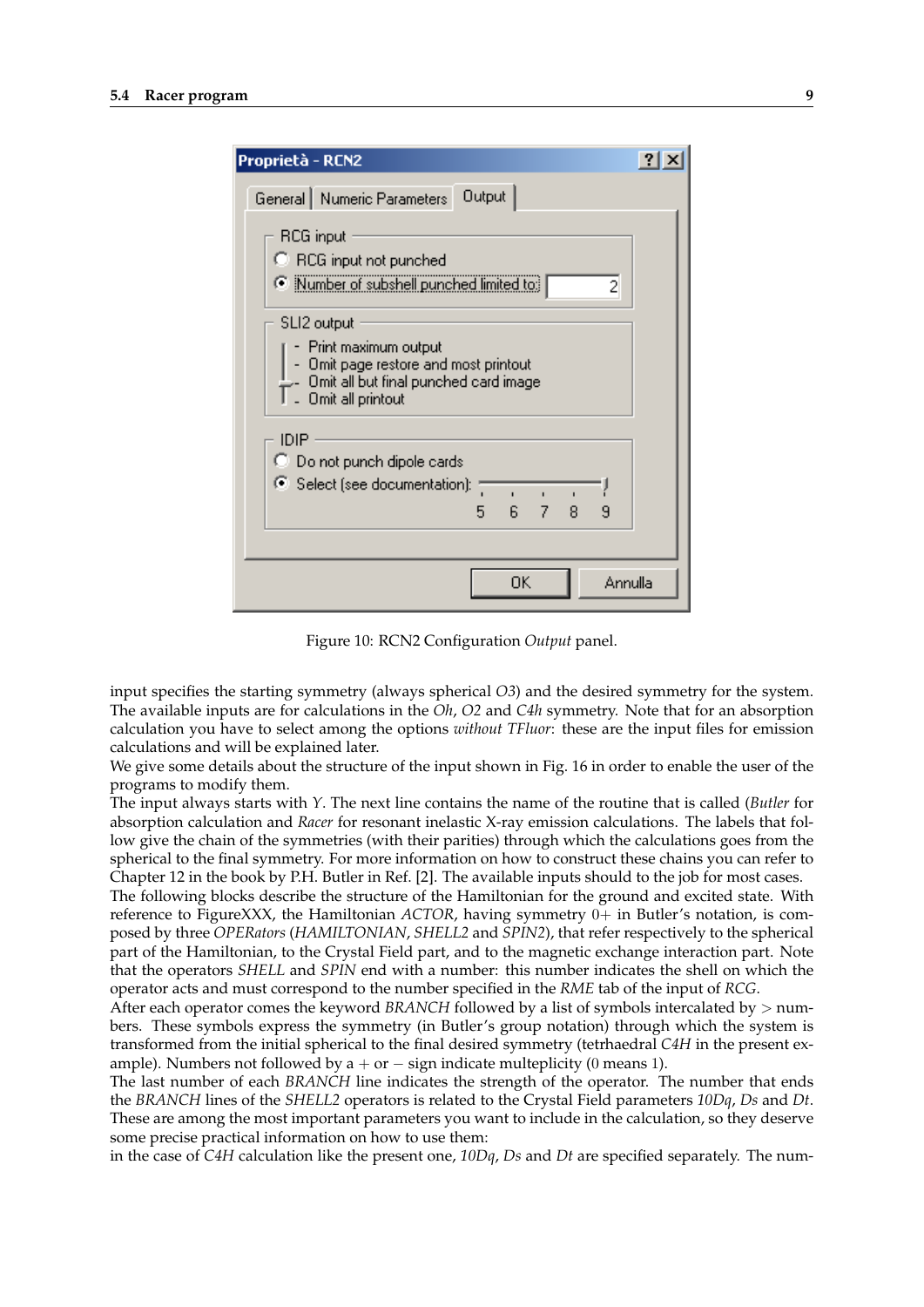Figure 10: RCN2 Configuration *Output* panel.

input specifies the starting symmetry (always spherical *O3*) and the desired symmetry for the system. The available inputs are for calculations in the *Oh*, *O2* and *C4h* symmetry. Note that for an absorption calculation you have to select among the options *without TFluor*: these are the input files for emission calculations and will be explained later.
We give some details about the structure of the input shown in Fig. 16 in order to enable the user of the programs to modify them.
The input always starts with *Y*. The next line contains the name of the routine that is called (*Butler* for absorption calculation and *Racer* for resonant inelastic X-ray emission calculations. The labels that follow give the chain of the symmetries (with their parities) through which the calculations goes from the spherical to the final symmetry. For more information on how to construct these chains you can refer to Chapter 12 in the book by P.H. Butler in Ref. [2]. The available inputs should to the job for most cases.
The following blocks describe the structure of the Hamiltonian for the ground and excited state. With reference to FigureXXX, the Hamiltonian *ACTOR*, having symmetry $0+$ in Butler's notation, is composed by three *OPERators* (*HAMILTONIAN*, *SHELL2* and *SPIN2*), that refer respectively to the spherical part of the Hamiltonian, to the Crystal Field part, and to the magnetic exchange interaction part. Note that the operators *SHELL* and *SPIN* end with a number: this number indicates the shell on which the operator acts and must correspond to the number specified in the *RME* tab of the input of *RCG*.
After each operator comes the keyword *BRANCH* followed by a list of symbols intercalated by $>$ numbers. These symbols express the symmetry (in Butler's group notation) through which the system is transformed from the initial spherical to the final desired symmetry (tetrhaedral *C4H* in the present example). Numbers not followed by a $+$ or $-$ sign indicate multeplicity ($0$ means $1$).
The last number of each *BRANCH* line indicates the strength of the operator. The number that ends the *BRANCH* lines of the *SHELL2* operators is related to the Crystal Field parameters *10Dq*, *Ds* and *Dt*. These are among the most important parameters you want to include in the calculation, so they deserve some precise practical information on how to use them:
in the case of *C4H* calculation like the present one, *10Dq*, *Ds* and *Dt* are specified separately. The num-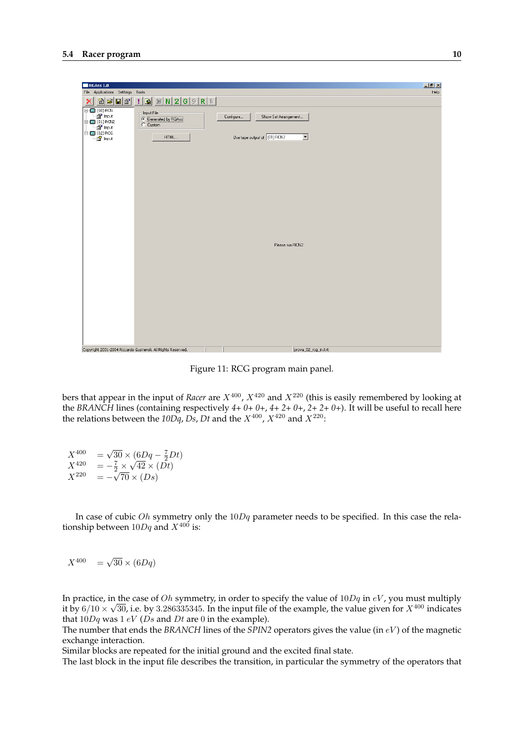Figure 11: RCG program main panel.

bers that appear in the input of *Racer* are $X^{400}$, $X^{420}$ and $X^{220}$ (this is easily remembered by looking at the *BRANCH* lines (containing respectively *4+ 0+ 0+*, *4+ 2+ 0+*, *2+ 2+ 0+*). It will be useful to recall here the relations between the *10Dq*, *Ds*, *Dt* and the $X^{400}$, $X^{420}$ and $X^{220}$:

$$
\begin{aligned}
X^{400} &= \sqrt{30} \times (6Dq - \tfrac{7}{2}Dt) \\
X^{420} &= -\tfrac{7}{2} \times \sqrt{42} \times (Dt) \\
X^{220} &= -\sqrt{70} \times (Ds)
\end{aligned}
$$

In case of cubic $Oh$ symmetry only the $10Dq$ parameter needs to be specified. In this case the relationship between $10Dq$ and $X^{400}$ is:

$$
X^{400} = \sqrt{30} \times (6Dq)
$$

In practice, in the case of $Oh$ symmetry, in order to specify the value of $10Dq$ in $eV$, you must multiply it by $6/10 \times \sqrt{30}$, i.e. by $3.286335345$. In the input file of the example, the value given for $X^{400}$ indicates that $10Dq$ was $1\ eV$ ($Ds$ and $Dt$ are $0$ in the example).
The number that ends the *BRANCH* lines of the *SPIN2* operators gives the value (in $eV$) of the magnetic exchange interaction.
Similar blocks are repeated for the initial ground and the excited final state.
The last block in the input file describes the transition, in particular the symmetry of the operators that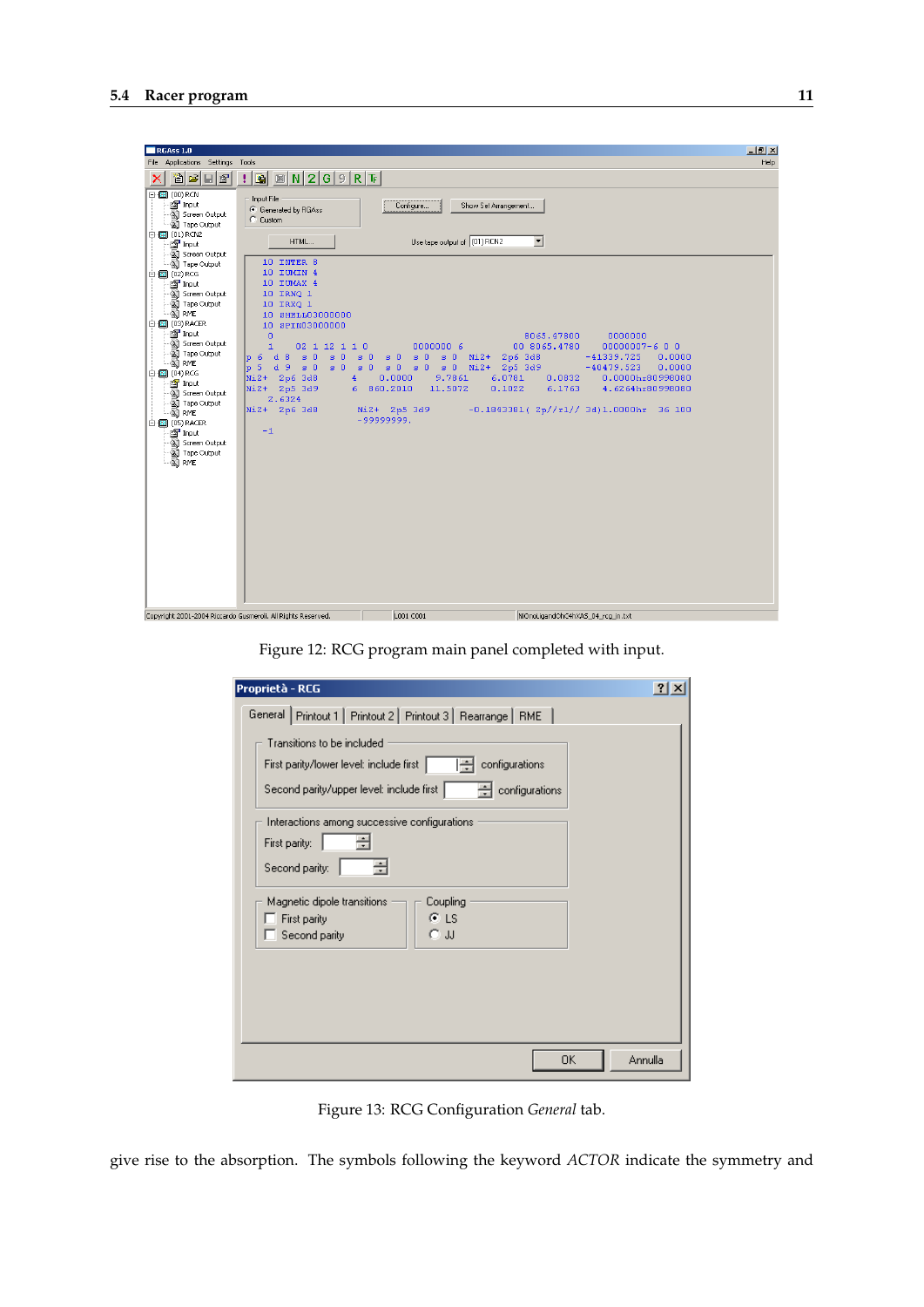Figure 12: RCG program main panel completed with input.

Figure 13: RCG Configuration *General* tab.

give rise to the absorption. The symbols following the keyword *ACTOR* indicate the symmetry and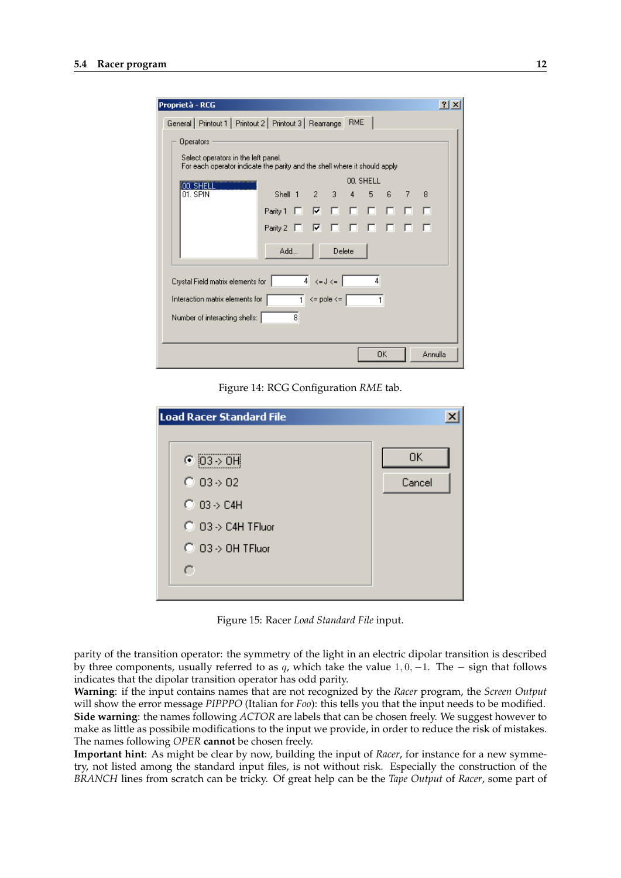Figure 14: RCG Configuration *RME* tab.

Figure 15: Racer *Load Standard File* input.

parity of the transition operator: the symmetry of the light in an electric dipolar transition is described by three components, usually referred to as $q$, which take the value $1, 0, -1$. The $-$ sign that follows indicates that the dipolar transition operator has odd parity.
**Warning**: if the input contains names that are not recognized by the *Racer* program, the *Screen Output* will show the error message *PIPPPO* (Italian for *Foo*): this tells you that the input needs to be modified.
**Side warning**: the names following *ACTOR* are labels that can be chosen freely. We suggest however to make as little as possibile modifications to the input we provide, in order to reduce the risk of mistakes. The names following *OPER* **cannot** be chosen freely.
**Important hint**: As might be clear by now, building the input of *Racer*, for instance for a new symmetry, not listed among the standard input files, is not without risk. Especially the construction of the *BRANCH* lines from scratch can be tricky. Of great help can be the *Tape Output* of *Racer*, some part of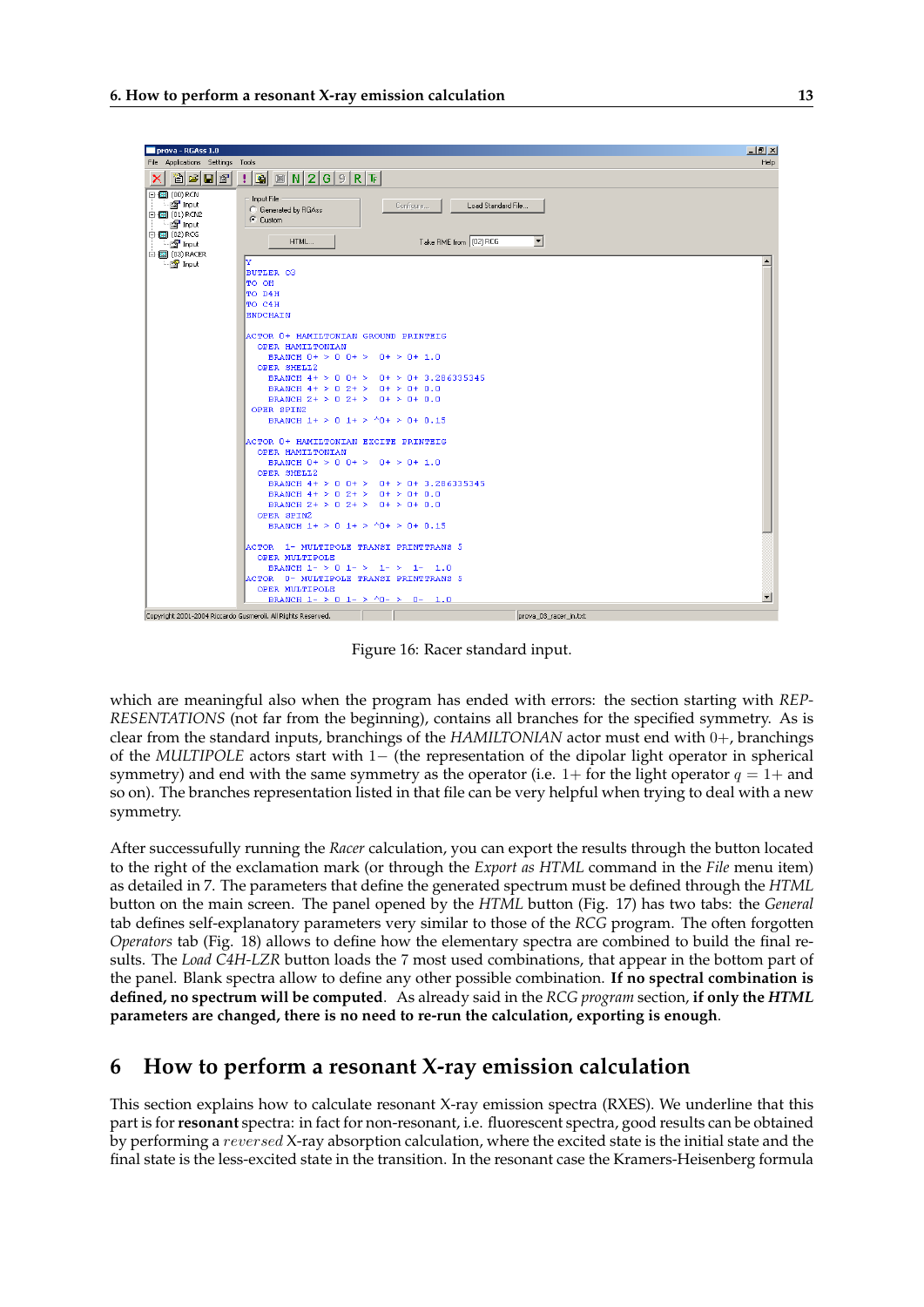Figure 16: Racer standard input.

which are meaningful also when the program has ended with errors: the section starting with *REPRESENTATIONS* (not far from the beginning), contains all branches for the specified symmetry. As is clear from the standard inputs, branchings of the *HAMILTONIAN* actor must end with 0+, branchings of the *MULTIPOLE* actors start with 1− (the representation of the dipolar light operator in spherical symmetry) and end with the same symmetry as the operator (i.e. 1+ for the light operator $q = 1+$ and so on). The branches representation listed in that file can be very helpful when trying to deal with a new symmetry.

After successufully running the *Racer* calculation, you can export the results through the button located to the right of the exclamation mark (or through the *Export as HTML* command in the *File* menu item) as detailed in 7. The parameters that define the generated spectrum must be defined through the *HTML* button on the main screen. The panel opened by the *HTML* button (Fig. 17) has two tabs: the *General* tab defines self-explanatory parameters very similar to those of the *RCG* program. The often forgotten *Operators* tab (Fig. 18) allows to define how the elementary spectra are combined to build the final results. The *Load C4H-LZR* button loads the 7 most used combinations, that appear in the bottom part of the panel. Blank spectra allow to define any other possible combination. **If no spectral combination is defined, no spectrum will be computed**. As already said in the *RCG program* section, **if only the *HTML* parameters are changed, there is no need to re-run the calculation, exporting is enough**.

# 6 How to perform a resonant X-ray emission calculation

This section explains how to calculate resonant X-ray emission spectra (RXES). We underline that this part is for **resonant** spectra: in fact for non-resonant, i.e. fluorescent spectra, good results can be obtained by performing a *reversed* X-ray absorption calculation, where the excited state is the initial state and the final state is the less-excited state in the transition. In the resonant case the Kramers-Heisenberg formula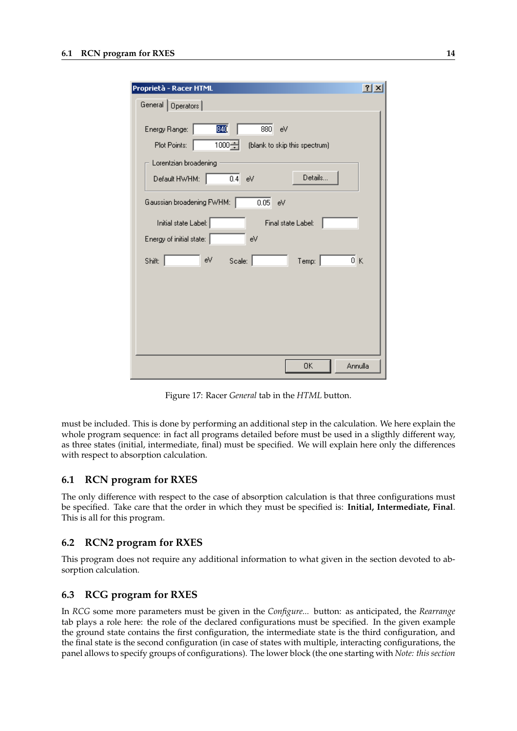Figure 17: Racer *General* tab in the *HTML* button.

must be included. This is done by performing an additional step in the calculation. We here explain the whole program sequence: in fact all programs detailed before must be used in a sligthly different way, as three states (initial, intermediate, final) must be specified. We will explain here only the differences with respect to absorption calculation.

## 6.1 RCN program for RXES

The only difference with respect to the case of absorption calculation is that three configurations must be specified. Take care that the order in which they must be specified is: **Initial, Intermediate, Final**. This is all for this program.

## 6.2 RCN2 program for RXES

This program does not require any additional information to what given in the section devoted to absorption calculation.

## 6.3 RCG program for RXES

In *RCG* some more parameters must be given in the *Configure...* button: as anticipated, the *Rearrange* tab plays a role here: the role of the declared configurations must be specified. In the given example the ground state contains the first configuration, the intermediate state is the third configuration, and the final state is the second configuration (in case of states with multiple, interacting configurations, the panel allows to specify groups of configurations). The lower block (the one starting with *Note: this section*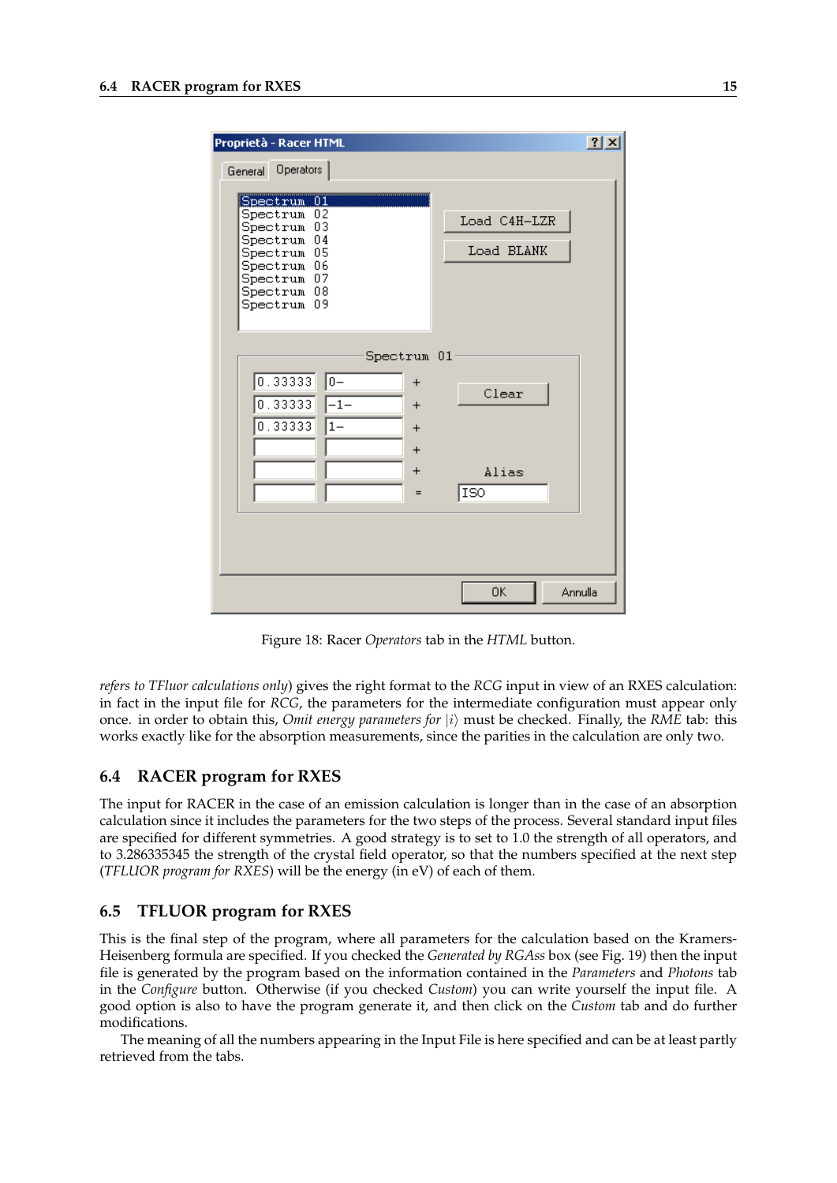Figure 18: Racer *Operators* tab in the *HTML* button.

*refers to TFluor calculations only*) gives the right format to the *RCG* input in view of an RXES calculation: in fact in the input file for *RCG*, the parameters for the intermediate configuration must appear only once. in order to obtain this, *Omit energy parameters for* $|i\rangle$ must be checked. Finally, the *RME* tab: this works exactly like for the absorption measurements, since the parities in the calculation are only two.

## 6.4 RACER program for RXES

The input for RACER in the case of an emission calculation is longer than in the case of an absorption calculation since it includes the parameters for the two steps of the process. Several standard input files are specified for different symmetries. A good strategy is to set to 1.0 the strength of all operators, and to 3.286335345 the strength of the crystal field operator, so that the numbers specified at the next step (*TFLUOR program for RXES*) will be the energy (in eV) of each of them.

## 6.5 TFLUOR program for RXES

This is the final step of the program, where all parameters for the calculation based on the Kramers-Heisenberg formula are specified. If you checked the *Generated by RGAss* box (see Fig. 19) then the input file is generated by the program based on the information contained in the *Parameters* and *Photons* tab in the *Configure* button. Otherwise (if you checked *Custom*) you can write yourself the input file. A good option is also to have the program generate it, and then click on the *Custom* tab and do further modifications.

The meaning of all the numbers appearing in the Input File is here specified and can be at least partly retrieved from the tabs.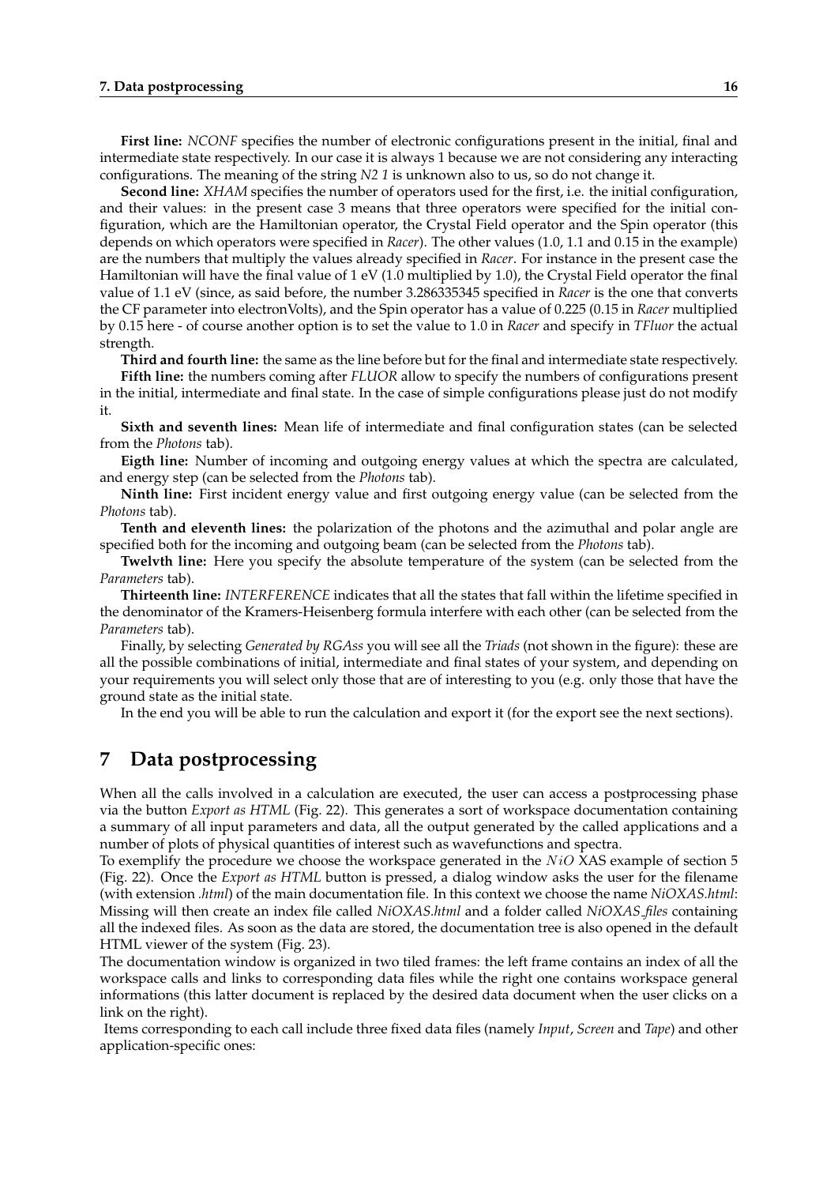**First line:** *NCONF* specifies the number of electronic configurations present in the initial, final and intermediate state respectively. In our case it is always 1 because we are not considering any interacting configurations. The meaning of the string *N2 1* is unknown also to us, so do not change it.

**Second line:** *XHAM* specifies the number of operators used for the first, i.e. the initial configuration, and their values: in the present case 3 means that three operators were specified for the initial configuration, which are the Hamiltonian operator, the Crystal Field operator and the Spin operator (this depends on which operators were specified in *Racer*). The other values (1.0, 1.1 and 0.15 in the example) are the numbers that multiply the values already specified in *Racer*. For instance in the present case the Hamiltonian will have the final value of 1 eV (1.0 multiplied by 1.0), the Crystal Field operator the final value of 1.1 eV (since, as said before, the number 3.286335345 specified in *Racer* is the one that converts the CF parameter into electronVolts), and the Spin operator has a value of 0.225 (0.15 in *Racer* multiplied by 0.15 here - of course another option is to set the value to 1.0 in *Racer* and specify in *TFluor* the actual strength.

**Third and fourth line:** the same as the line before but for the final and intermediate state respectively.

**Fifth line:** the numbers coming after *FLUOR* allow to specify the numbers of configurations present in the initial, intermediate and final state. In the case of simple configurations please just do not modify it.

**Sixth and seventh lines:** Mean life of intermediate and final configuration states (can be selected from the *Photons* tab).

**Eigth line:** Number of incoming and outgoing energy values at which the spectra are calculated, and energy step (can be selected from the *Photons* tab).

**Ninth line:** First incident energy value and first outgoing energy value (can be selected from the *Photons* tab).

**Tenth and eleventh lines:** the polarization of the photons and the azimuthal and polar angle are specified both for the incoming and outgoing beam (can be selected from the *Photons* tab).

**Twelvth line:** Here you specify the absolute temperature of the system (can be selected from the *Parameters* tab).

**Thirteenth line:** *INTERFERENCE* indicates that all the states that fall within the lifetime specified in the denominator of the Kramers-Heisenberg formula interfere with each other (can be selected from the *Parameters* tab).

Finally, by selecting *Generated by RGAss* you will see all the *Triads* (not shown in the figure): these are all the possible combinations of initial, intermediate and final states of your system, and depending on your requirements you will select only those that are of interesting to you (e.g. only those that have the ground state as the initial state.

In the end you will be able to run the calculation and export it (for the export see the next sections).

# 7 Data postprocessing

When all the calls involved in a calculation are executed, the user can access a postprocessing phase via the button *Export as HTML* (Fig. 22). This generates a sort of workspace documentation containing a summary of all input parameters and data, all the output generated by the called applications and a number of plots of physical quantities of interest such as wavefunctions and spectra.

To exemplify the procedure we choose the workspace generated in the $NiO$ XAS example of section 5 (Fig. 22). Once the *Export as HTML* button is pressed, a dialog window asks the user for the filename (with extension *.html*) of the main documentation file. In this context we choose the name *NiOXAS.html*: Missing will then create an index file called *NiOXAS.html* and a folder called *NiOXAS_files* containing all the indexed files. As soon as the data are stored, the documentation tree is also opened in the default HTML viewer of the system (Fig. 23).

The documentation window is organized in two tiled frames: the left frame contains an index of all the workspace calls and links to corresponding data files while the right one contains workspace general informations (this latter document is replaced by the desired data document when the user clicks on a link on the right).

Items corresponding to each call include three fixed data files (namely *Input*, *Screen* and *Tape*) and other application-specific ones: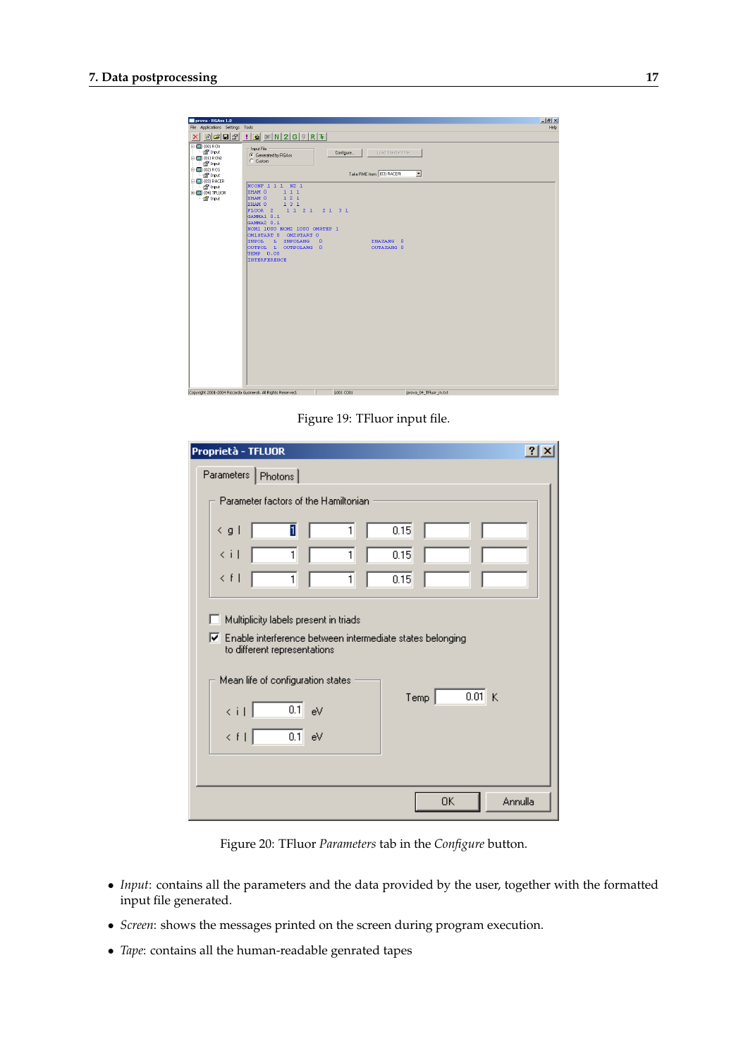Figure 19: TFluor input file.

Figure 20: TFluor *Parameters* tab in the *Configure* button.

- *Input*: contains all the parameters and the data provided by the user, together with the formatted input file generated.
- *Screen*: shows the messages printed on the screen during program execution.
- *Tape*: contains all the human-readable genrated tapes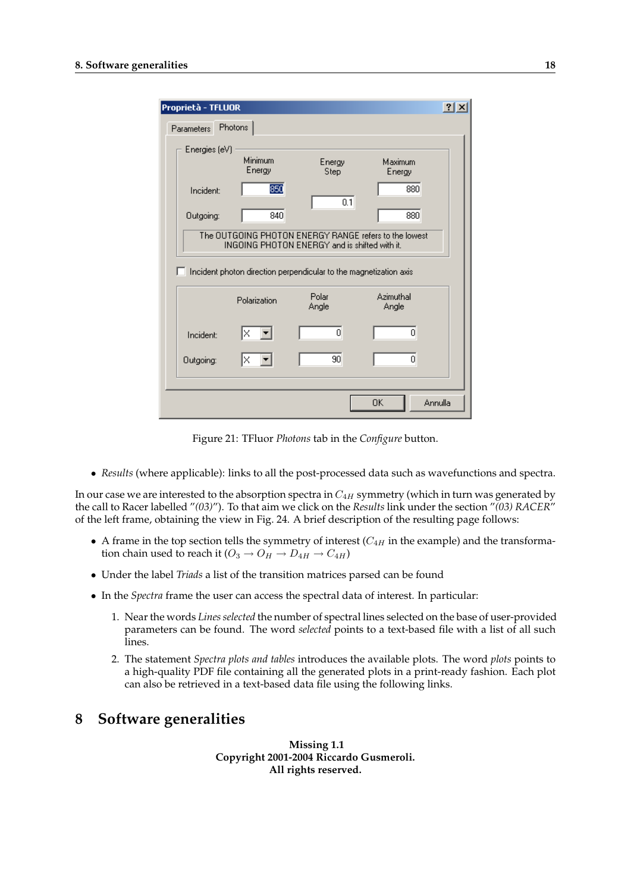Figure 21: TFluor *Photons* tab in the *Configure* button.

- *Results* (where applicable): links to all the post-processed data such as wavefunctions and spectra.

In our case we are interested to the absorption spectra in $C_{4H}$ symmetry (which in turn was generated by the call to Racer labelled *"(03)"*). To that aim we click on the *Results* link under the section *"(03) RACER"* of the left frame, obtaining the view in Fig. 24. A brief description of the resulting page follows:

- A frame in the top section tells the symmetry of interest ($C_{4H}$ in the example) and the transformation chain used to reach it ($O_3 \rightarrow O_H \rightarrow D_{4H} \rightarrow C_{4H}$)
- Under the label *Triads* a list of the transition matrices parsed can be found
- In the *Spectra* frame the user can access the spectral data of interest. In particular:
  1. Near the words *Lines selected* the number of spectral lines selected on the base of user-provided parameters can be found. The word *selected* points to a text-based file with a list of all such lines.
  2. The statement *Spectra plots and tables* introduces the available plots. The word *plots* points to a high-quality PDF file containing all the generated plots in a print-ready fashion. Each plot can also be retrieved in a text-based data file using the following links.

# 8 Software generalities

**Missing 1.1**
**Copyright 2001-2004 Riccardo Gusmeroli.**
**All rights reserved.**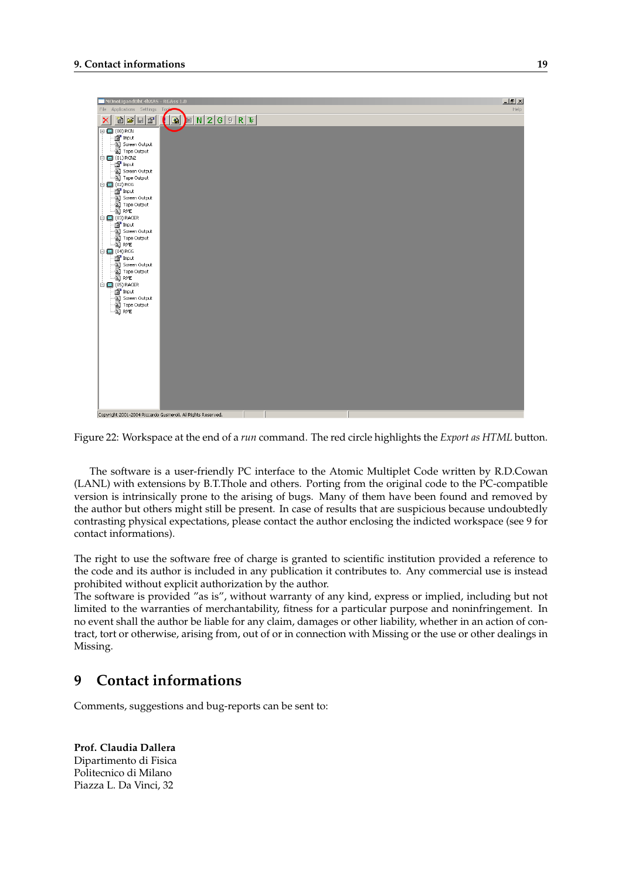Figure 22: Workspace at the end of a *run* command. The red circle highlights the *Export as HTML* button.

The software is a user-friendly PC interface to the Atomic Multiplet Code written by R.D.Cowan (LANL) with extensions by B.T.Thole and others. Porting from the original code to the PC-compatible version is intrinsically prone to the arising of bugs. Many of them have been found and removed by the author but others might still be present. In case of results that are suspicious because undoubtedly contrasting physical expectations, please contact the author enclosing the indicted workspace (see 9 for contact informations).

The right to use the software free of charge is granted to scientific institution provided a reference to the code and its author is included in any publication it contributes to. Any commercial use is instead prohibited without explicit authorization by the author.
The software is provided "as is", without warranty of any kind, express or implied, including but not limited to the warranties of merchantability, fitness for a particular purpose and noninfringement. In no event shall the author be liable for any claim, damages or other liability, whether in an action of contract, tort or otherwise, arising from, out of or in connection with Missing or the use or other dealings in Missing.

# 9 Contact informations

Comments, suggestions and bug-reports can be sent to:

**Prof. Claudia Dallera**
Dipartimento di Fisica
Politecnico di Milano
Piazza L. Da Vinci, 32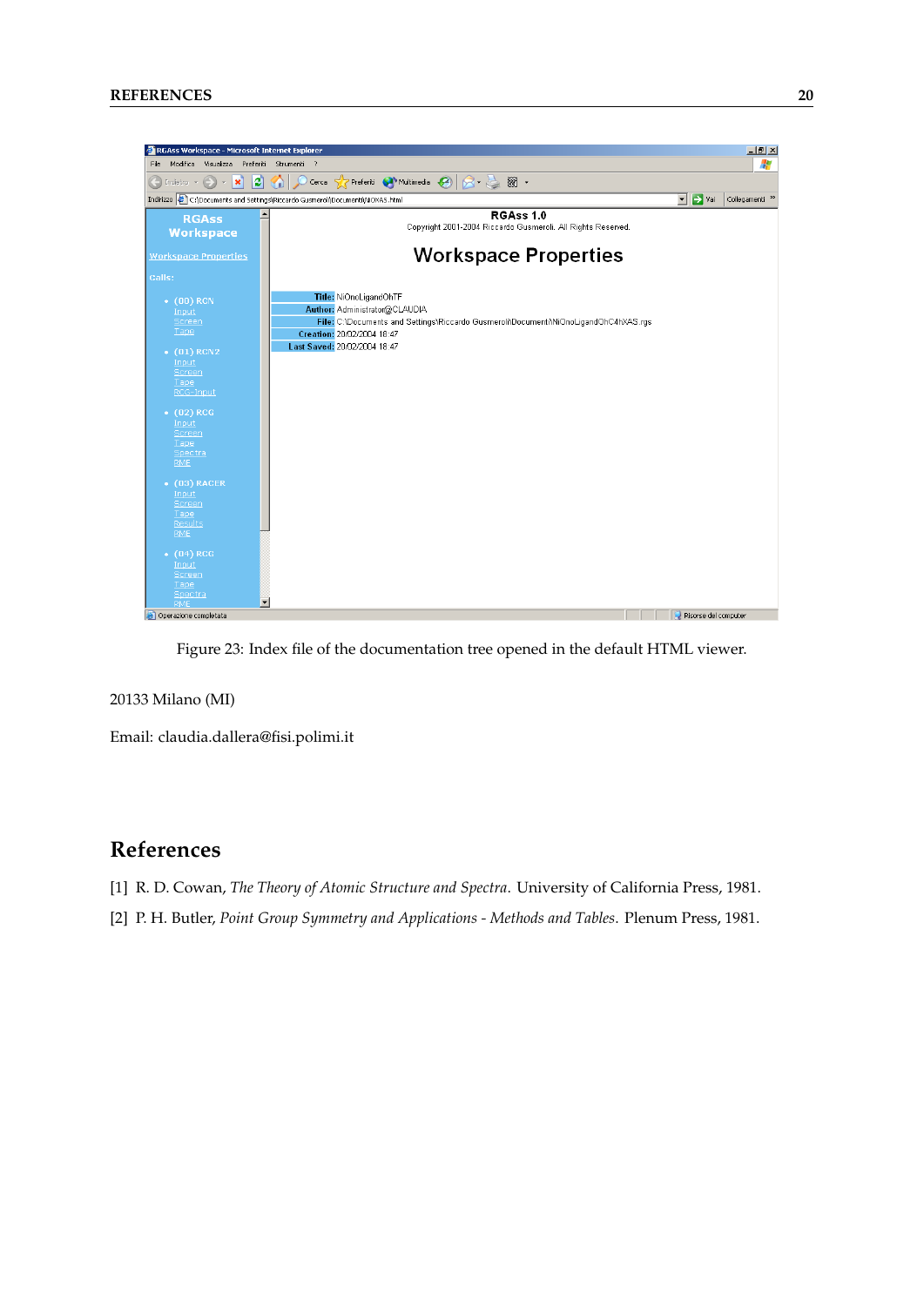Figure 23: Index file of the documentation tree opened in the default HTML viewer.

20133 Milano (MI)

Email: claudia.dallera@fisi.polimi.it

# References

[1] R. D. Cowan, *The Theory of Atomic Structure and Spectra*. University of California Press, 1981.

[2] P. H. Butler, *Point Group Symmetry and Applications - Methods and Tables*. Plenum Press, 1981.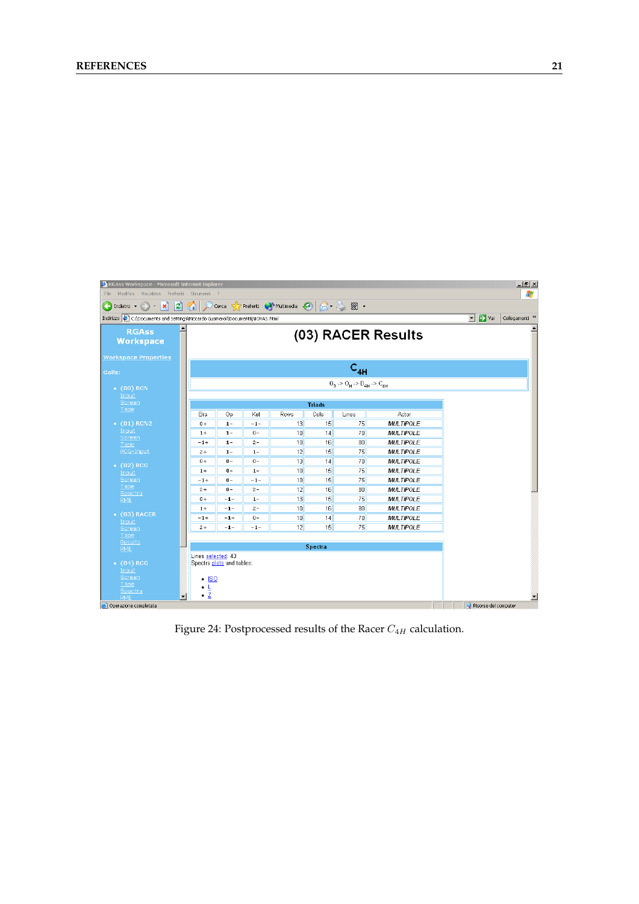Figure 24: Postprocessed results of the Racer $C_{4H}$ calculation.